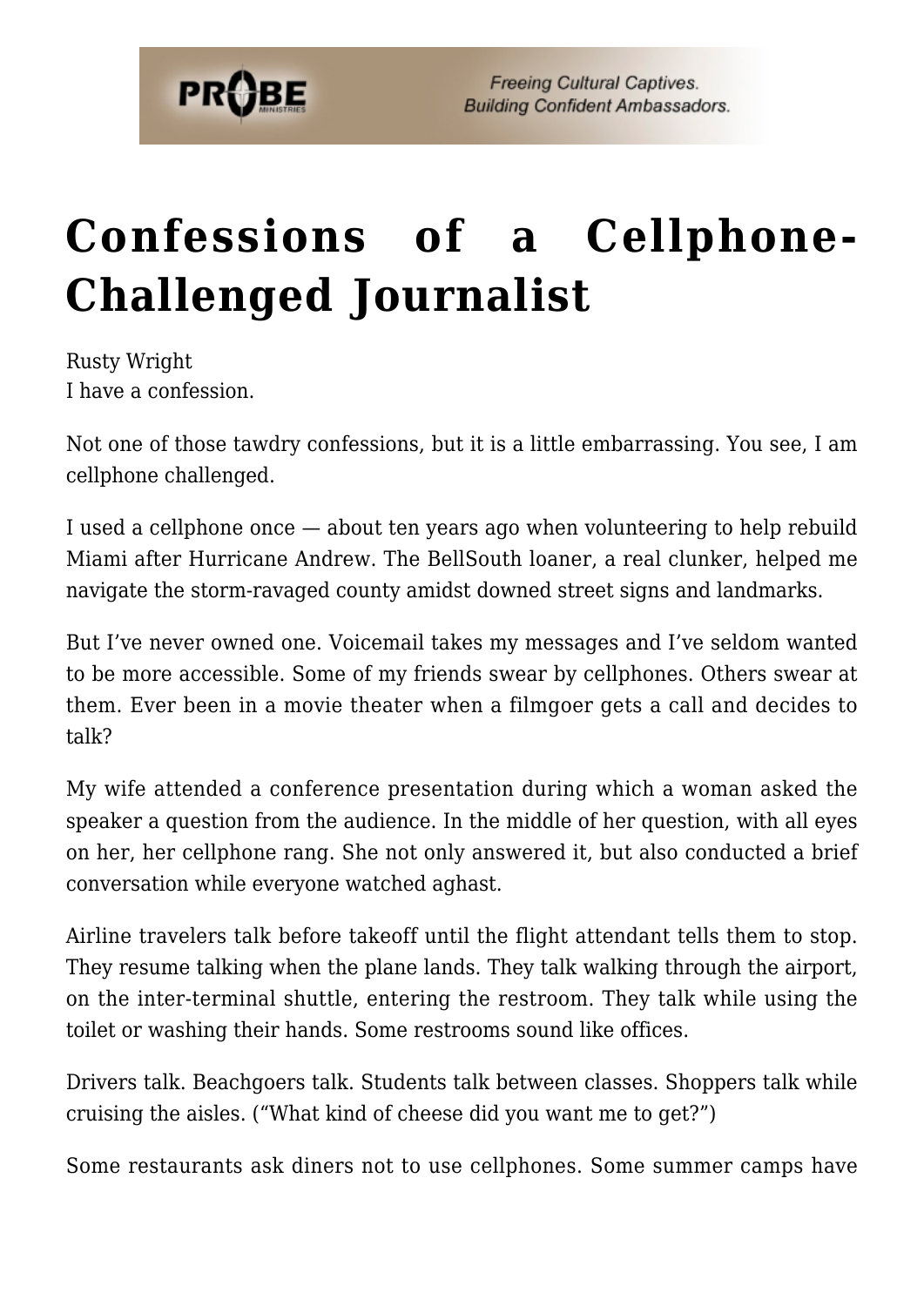# Confessions of a Cellphone-Challenged Journalist

Rusty Wright
I have a confession.

Not one of those tawdry confessions, but it is a little embarrassing. You see, I am cellphone challenged.

I used a cellphone once — about ten years ago when volunteering to help rebuild Miami after Hurricane Andrew. The BellSouth loaner, a real clunker, helped me navigate the storm-ravaged county amidst downed street signs and landmarks.

But I've never owned one. Voicemail takes my messages and I've seldom wanted to be more accessible. Some of my friends swear by cellphones. Others swear at them. Ever been in a movie theater when a filmgoer gets a call and decides to talk?

My wife attended a conference presentation during which a woman asked the speaker a question from the audience. In the middle of her question, with all eyes on her, her cellphone rang. She not only answered it, but also conducted a brief conversation while everyone watched aghast.

Airline travelers talk before takeoff until the flight attendant tells them to stop. They resume talking when the plane lands. They talk walking through the airport, on the inter-terminal shuttle, entering the restroom. They talk while using the toilet or washing their hands. Some restrooms sound like offices.

Drivers talk. Beachgoers talk. Students talk between classes. Shoppers talk while cruising the aisles. ("What kind of cheese did you want me to get?")

Some restaurants ask diners not to use cellphones. Some summer camps have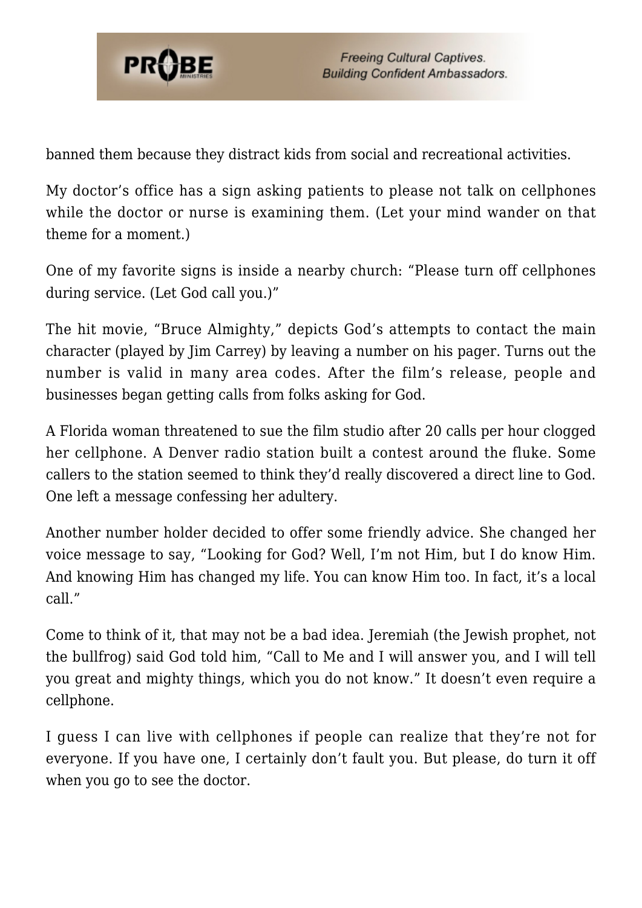banned them because they distract kids from social and recreational activities.

My doctor's office has a sign asking patients to please not talk on cellphones while the doctor or nurse is examining them. (Let your mind wander on that theme for a moment.)

One of my favorite signs is inside a nearby church: "Please turn off cellphones during service. (Let God call you.)"

The hit movie, "Bruce Almighty," depicts God's attempts to contact the main character (played by Jim Carrey) by leaving a number on his pager. Turns out the number is valid in many area codes. After the film's release, people and businesses began getting calls from folks asking for God.

A Florida woman threatened to sue the film studio after 20 calls per hour clogged her cellphone. A Denver radio station built a contest around the fluke. Some callers to the station seemed to think they'd really discovered a direct line to God. One left a message confessing her adultery.

Another number holder decided to offer some friendly advice. She changed her voice message to say, "Looking for God? Well, I'm not Him, but I do know Him. And knowing Him has changed my life. You can know Him too. In fact, it's a local call."

Come to think of it, that may not be a bad idea. Jeremiah (the Jewish prophet, not the bullfrog) said God told him, "Call to Me and I will answer you, and I will tell you great and mighty things, which you do not know." It doesn't even require a cellphone.

I guess I can live with cellphones if people can realize that they're not for everyone. If you have one, I certainly don't fault you. But please, do turn it off when you go to see the doctor.